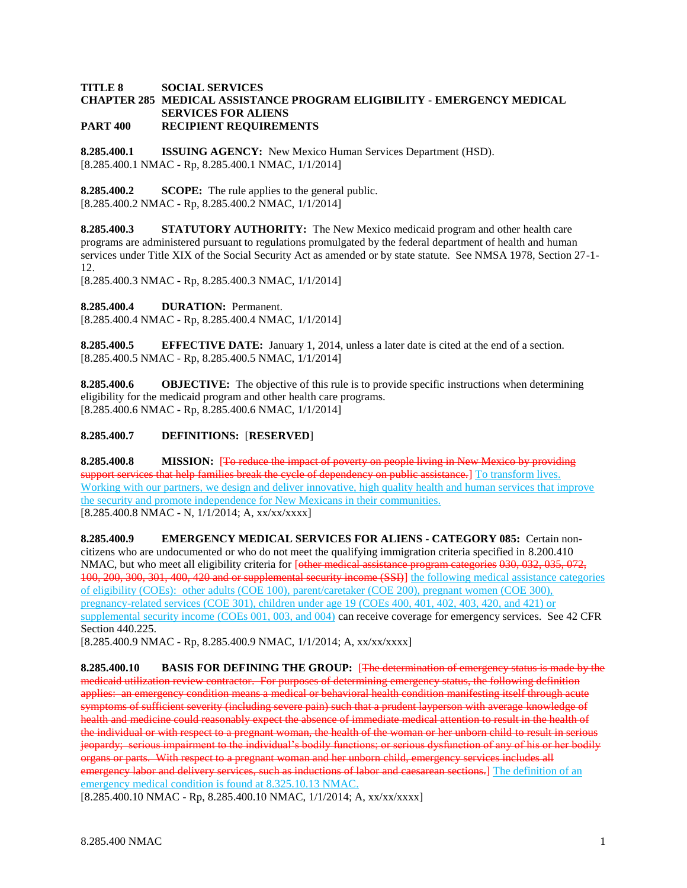**TITLE 8 SOCIAL SERVICES**
**CHAPTER 285 MEDICAL ASSISTANCE PROGRAM ELIGIBILITY - EMERGENCY MEDICAL SERVICES FOR ALIENS**
**PART 400 RECIPIENT REQUIREMENTS**

**8.285.400.1 ISSUING AGENCY:** New Mexico Human Services Department (HSD).
[8.285.400.1 NMAC - Rp, 8.285.400.1 NMAC, 1/1/2014]

**8.285.400.2 SCOPE:** The rule applies to the general public.
[8.285.400.2 NMAC - Rp, 8.285.400.2 NMAC, 1/1/2014]

**8.285.400.3 STATUTORY AUTHORITY:** The New Mexico medicaid program and other health care programs are administered pursuant to regulations promulgated by the federal department of health and human services under Title XIX of the Social Security Act as amended or by state statute. See NMSA 1978, Section 27-1-12.
[8.285.400.3 NMAC - Rp, 8.285.400.3 NMAC, 1/1/2014]

**8.285.400.4 DURATION:** Permanent.
[8.285.400.4 NMAC - Rp, 8.285.400.4 NMAC, 1/1/2014]

**8.285.400.5 EFFECTIVE DATE:** January 1, 2014, unless a later date is cited at the end of a section.
[8.285.400.5 NMAC - Rp, 8.285.400.5 NMAC, 1/1/2014]

**8.285.400.6 OBJECTIVE:** The objective of this rule is to provide specific instructions when determining eligibility for the medicaid program and other health care programs.
[8.285.400.6 NMAC - Rp, 8.285.400.6 NMAC, 1/1/2014]

**8.285.400.7 DEFINITIONS:** [**RESERVED**]

**8.285.400.8 MISSION:** [~~To reduce the impact of poverty on people living in New Mexico by providing support services that help families break the cycle of dependency on public assistance.~~] To transform lives. Working with our partners, we design and deliver innovative, high quality health and human services that improve the security and promote independence for New Mexicans in their communities.
[8.285.400.8 NMAC - N, 1/1/2014; A, xx/xx/xxxx]

**8.285.400.9 EMERGENCY MEDICAL SERVICES FOR ALIENS - CATEGORY 085:** Certain non-citizens who are undocumented or who do not meet the qualifying immigration criteria specified in 8.200.410 NMAC, but who meet all eligibility criteria for [~~other medical assistance program categories 030, 032, 035, 072, 100, 200, 300, 301, 400, 420 and or supplemental security income (SSI)~~] the following medical assistance categories of eligibility (COEs): other adults (COE 100), parent/caretaker (COE 200), pregnant women (COE 300), pregnancy-related services (COE 301), children under age 19 (COEs 400, 401, 402, 403, 420, and 421) or supplemental security income (COEs 001, 003, and 004) can receive coverage for emergency services. See 42 CFR Section 440.225.
[8.285.400.9 NMAC - Rp, 8.285.400.9 NMAC, 1/1/2014; A, xx/xx/xxxx]

**8.285.400.10 BASIS FOR DEFINING THE GROUP:** [~~The determination of emergency status is made by the medicaid utilization review contractor. For purposes of determining emergency status, the following definition applies: an emergency condition means a medical or behavioral health condition manifesting itself through acute symptoms of sufficient severity (including severe pain) such that a prudent layperson with average knowledge of health and medicine could reasonably expect the absence of immediate medical attention to result in the health of the individual or with respect to a pregnant woman, the health of the woman or her unborn child to result in serious jeopardy; serious impairment to the individual's bodily functions; or serious dysfunction of any of his or her bodily organs or parts. With respect to a pregnant woman and her unborn child, emergency services includes all emergency labor and delivery services, such as inductions of labor and caesarean sections.~~] The definition of an emergency medical condition is found at 8.325.10.13 NMAC.
[8.285.400.10 NMAC - Rp, 8.285.400.10 NMAC, 1/1/2014; A, xx/xx/xxxx]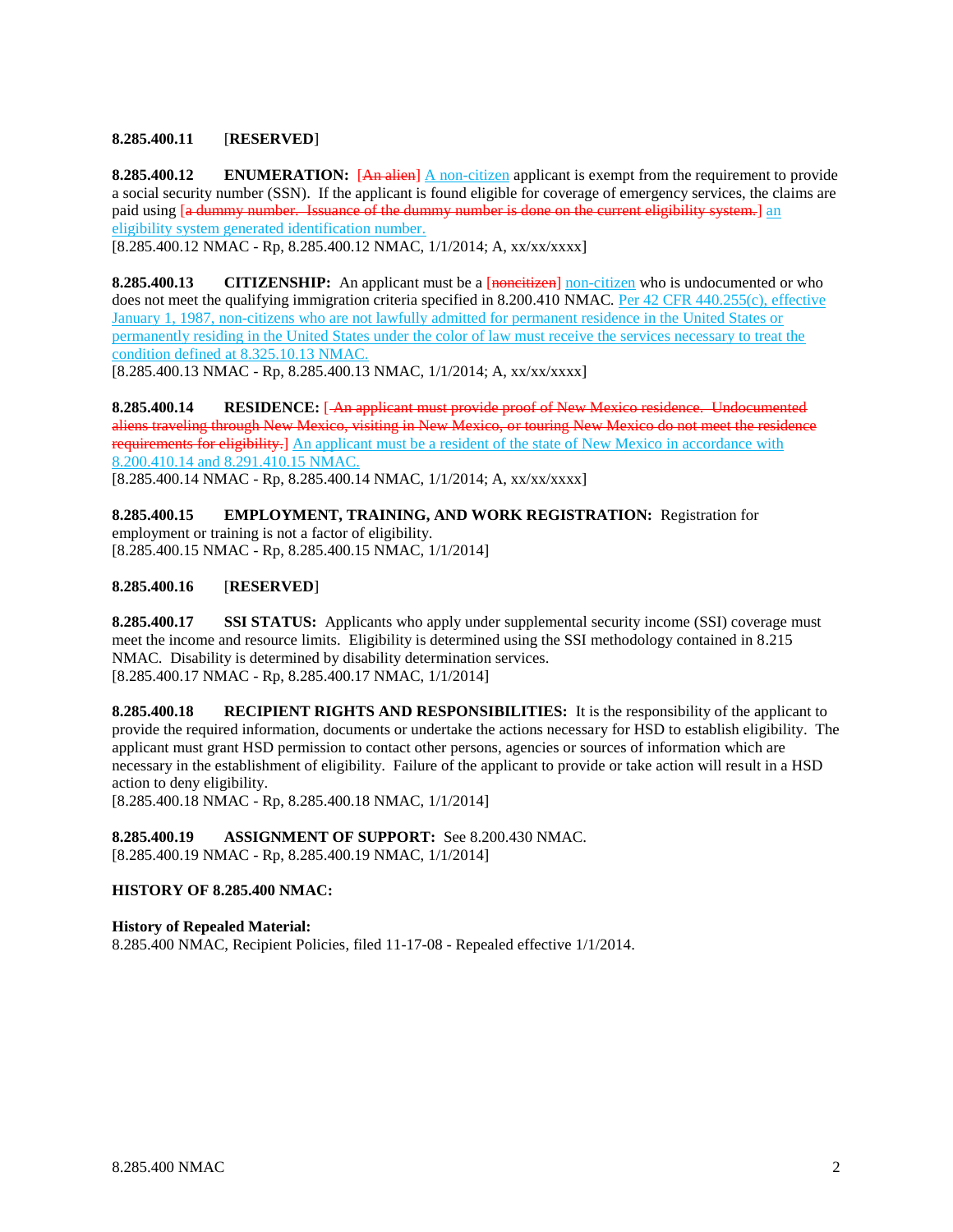**8.285.400.11 [RESERVED]**

**8.285.400.12 ENUMERATION:** ~~[An alien]~~ A non-citizen applicant is exempt from the requirement to provide a social security number (SSN). If the applicant is found eligible for coverage of emergency services, the claims are paid using ~~[a dummy number. Issuance of the dummy number is done on the current eligibility system.]~~ an eligibility system generated identification number.
[8.285.400.12 NMAC - Rp, 8.285.400.12 NMAC, 1/1/2014; A, xx/xx/xxxx]

**8.285.400.13 CITIZENSHIP:** An applicant must be a ~~[noncitizen]~~ non-citizen who is undocumented or who does not meet the qualifying immigration criteria specified in 8.200.410 NMAC. Per 42 CFR 440.255(c), effective January 1, 1987, non-citizens who are not lawfully admitted for permanent residence in the United States or permanently residing in the United States under the color of law must receive the services necessary to treat the condition defined at 8.325.10.13 NMAC.
[8.285.400.13 NMAC - Rp, 8.285.400.13 NMAC, 1/1/2014; A, xx/xx/xxxx]

**8.285.400.14 RESIDENCE:** ~~[ An applicant must provide proof of New Mexico residence. Undocumented aliens traveling through New Mexico, visiting in New Mexico, or touring New Mexico do not meet the residence requirements for eligibility.]~~ An applicant must be a resident of the state of New Mexico in accordance with 8.200.410.14 and 8.291.410.15 NMAC.
[8.285.400.14 NMAC - Rp, 8.285.400.14 NMAC, 1/1/2014; A, xx/xx/xxxx]

**8.285.400.15 EMPLOYMENT, TRAINING, AND WORK REGISTRATION:** Registration for employment or training is not a factor of eligibility.
[8.285.400.15 NMAC - Rp, 8.285.400.15 NMAC, 1/1/2014]

**8.285.400.16 [RESERVED]**

**8.285.400.17 SSI STATUS:** Applicants who apply under supplemental security income (SSI) coverage must meet the income and resource limits. Eligibility is determined using the SSI methodology contained in 8.215 NMAC. Disability is determined by disability determination services.
[8.285.400.17 NMAC - Rp, 8.285.400.17 NMAC, 1/1/2014]

**8.285.400.18 RECIPIENT RIGHTS AND RESPONSIBILITIES:** It is the responsibility of the applicant to provide the required information, documents or undertake the actions necessary for HSD to establish eligibility. The applicant must grant HSD permission to contact other persons, agencies or sources of information which are necessary in the establishment of eligibility. Failure of the applicant to provide or take action will result in a HSD action to deny eligibility.
[8.285.400.18 NMAC - Rp, 8.285.400.18 NMAC, 1/1/2014]

**8.285.400.19 ASSIGNMENT OF SUPPORT:** See 8.200.430 NMAC.
[8.285.400.19 NMAC - Rp, 8.285.400.19 NMAC, 1/1/2014]

**HISTORY OF 8.285.400 NMAC:**

**History of Repealed Material:**
8.285.400 NMAC, Recipient Policies, filed 11-17-08 - Repealed effective 1/1/2014.